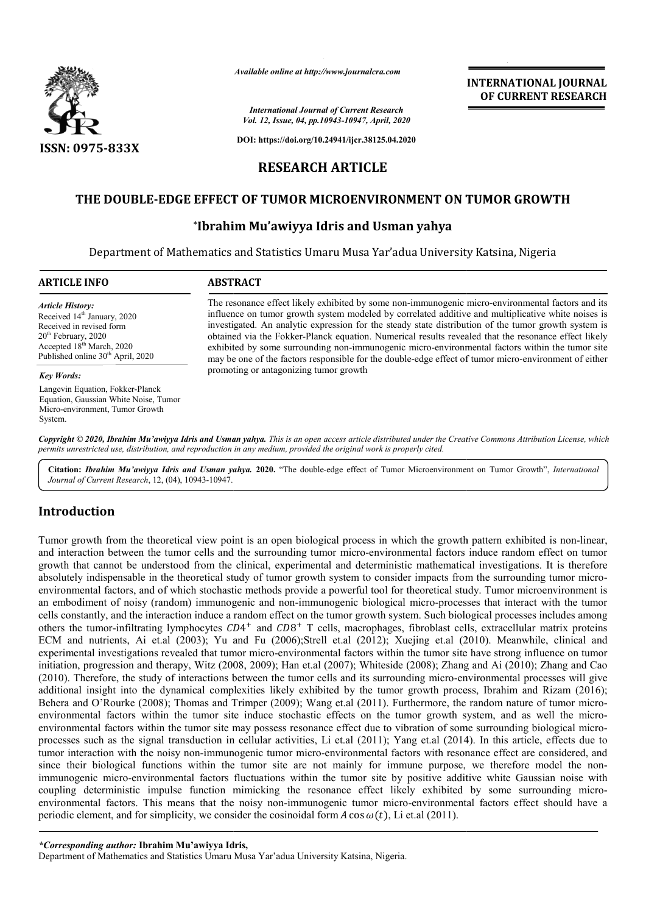*Available online at http://www.journalcra.com*

*International Journal of Current Research*
*Vol. 12, Issue, 04, pp.10943-10947, April, 2020*

**DOI: https://doi.org/10.24941/ijcr.38125.04.2020**

**ISSN: 0975-833X**

**INTERNATIONAL JOURNAL OF CURRENT RESEARCH**

## RESEARCH ARTICLE

# THE DOUBLE-EDGE EFFECT OF TUMOR MICROENVIRONMENT ON TUMOR GROWTH

### *Ibrahim Mu'awiyya Idris and Usman yahya

Department of Mathematics and Statistics Umaru Musa Yar'adua University Katsina, Nigeria

**ARTICLE INFO**

*Article History:*
Received 14th January, 2020
Received in revised form
20th February, 2020
Accepted 18th March, 2020
Published online 30th April, 2020

*Key Words:*
Langevin Equation, Fokker-Planck Equation, Gaussian White Noise, Tumor Micro-environment, Tumor Growth System.

**ABSTRACT**

The resonance effect likely exhibited by some non-immunogenic micro-environmental factors and its influence on tumor growth system modeled by correlated additive and multiplicative white noises is investigated. An analytic expression for the steady state distribution of the tumor growth system is obtained via the Fokker-Planck equation. Numerical results revealed that the resonance effect likely exhibited by some surrounding non-immunogenic micro-environmental factors within the tumor site may be one of the factors responsible for the double-edge effect of tumor micro-environment of either promoting or antagonizing tumor growth

***Copyright © 2020, Ibrahim Mu'awiyya Idris and Usman yahya.*** *This is an open access article distributed under the Creative Commons Attribution License, which permits unrestricted use, distribution, and reproduction in any medium, provided the original work is properly cited.*

**Citation:** ***Ibrahim Mu'awiyya Idris and Usman yahya.*** **2020.** "The double-edge effect of Tumor Microenvironment on Tumor Growth", *International Journal of Current Research*, 12, (04), 10943-10947.

## Introduction

Tumor growth from the theoretical view point is an open biological process in which the growth pattern exhibited is non-linear, and interaction between the tumor cells and the surrounding tumor micro-environmental factors induce random effect on tumor growth that cannot be understood from the clinical, experimental and deterministic mathematical investigations. It is therefore absolutely indispensable in the theoretical study of tumor growth system to consider impacts from the surrounding tumor micro-environmental factors, and of which stochastic methods provide a powerful tool for theoretical study. Tumor microenvironment is an embodiment of noisy (random) immunogenic and non-immunogenic biological micro-processes that interact with the tumor cells constantly, and the interaction induce a random effect on the tumor growth system. Such biological processes includes among others the tumor-infiltrating lymphocytes $CD4^+$ and $CD8^+$ T cells, macrophages, fibroblast cells, extracellular matrix proteins ECM and nutrients, Ai et.al (2003); Yu and Fu (2006);Strell et.al (2012); Xuejing et.al (2010). Meanwhile, clinical and experimental investigations revealed that tumor micro-environmental factors within the tumor site have strong influence on tumor initiation, progression and therapy, Witz (2008, 2009); Han et.al (2007); Whiteside (2008); Zhang and Ai (2010); Zhang and Cao (2010). Therefore, the study of interactions between the tumor cells and its surrounding micro-environmental processes will give additional insight into the dynamical complexities likely exhibited by the tumor growth process, Ibrahim and Rizam (2016); Behera and O'Rourke (2008); Thomas and Trimper (2009); Wang et.al (2011). Furthermore, the random nature of tumor micro-environmental factors within the tumor site induce stochastic effects on the tumor growth system, and as well the micro-environmental factors within the tumor site may possess resonance effect due to vibration of some surrounding biological micro-processes such as the signal transduction in cellular activities, Li et.al (2011); Yang et.al (2014). In this article, effects due to tumor interaction with the noisy non-immunogenic tumor micro-environmental factors with resonance effect are considered, and since their biological functions within the tumor site are not mainly for immune purpose, we therefore model the non-immunogenic micro-environmental factors fluctuations within the tumor site by positive additive white Gaussian noise with coupling deterministic impulse function mimicking the resonance effect likely exhibited by some surrounding micro-environmental factors. This means that the noisy non-immunogenic tumor micro-environmental factors effect should have a periodic element, and for simplicity, we consider the cosinoidal form $A\cos\omega(t)$, Li et.al (2011).

***Corresponding author:* Ibrahim Mu'awiyya Idris,**
Department of Mathematics and Statistics Umaru Musa Yar'adua University Katsina, Nigeria.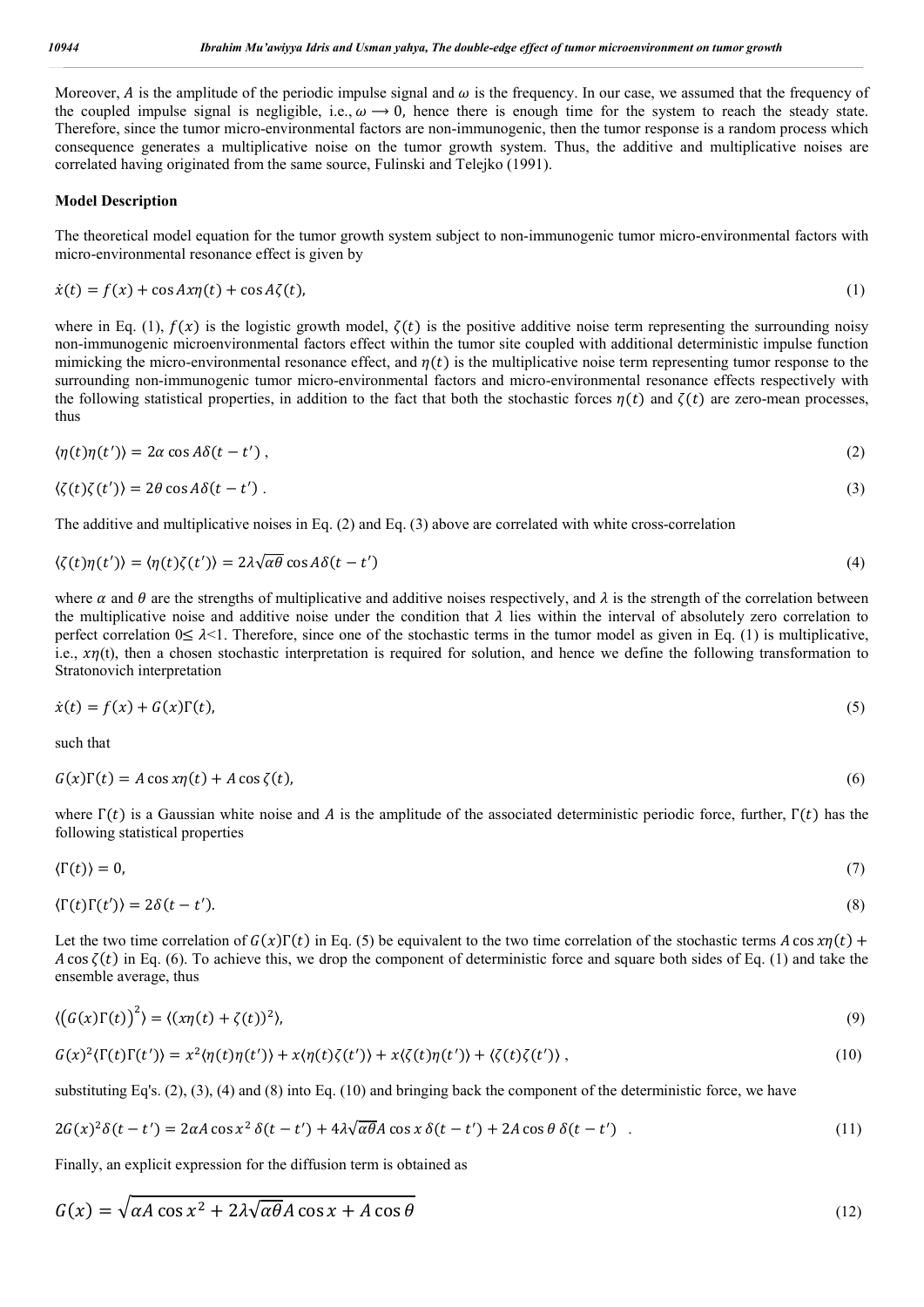Moreover, $A$ is the amplitude of the periodic impulse signal and $\omega$ is the frequency. In our case, we assumed that the frequency of the coupled impulse signal is negligible, i.e., $\omega \longrightarrow 0$, hence there is enough time for the system to reach the steady state. Therefore, since the tumor micro-environmental factors are non-immunogenic, then the tumor response is a random process which consequence generates a multiplicative noise on the tumor growth system. Thus, the additive and multiplicative noises are correlated having originated from the same source, Fulinski and Telejko (1991).

**Model Description**

The theoretical model equation for the tumor growth system subject to non-immunogenic tumor micro-environmental factors with micro-environmental resonance effect is given by

$$\dot{x}(t) = f(x) + \cos Ax\eta(t) + \cos A\zeta(t), \tag{1}$$

where in Eq. (1), $f(x)$ is the logistic growth model, $\zeta(t)$ is the positive additive noise term representing the surrounding noisy non-immunogenic microenvironmental factors effect within the tumor site coupled with additional deterministic impulse function mimicking the micro-environmental resonance effect, and $\eta(t)$ is the multiplicative noise term representing tumor response to the surrounding non-immunogenic tumor micro-environmental factors and micro-environmental resonance effects respectively with the following statistical properties, in addition to the fact that both the stochastic forces $\eta(t)$ and $\zeta(t)$ are zero-mean processes, thus

$$\langle \eta(t)\eta(t')\rangle = 2\alpha \cos A\delta(t - t') , \tag{2}$$

$$\langle \zeta(t)\zeta(t')\rangle = 2\theta \cos A\delta(t - t') . \tag{3}$$

The additive and multiplicative noises in Eq. (2) and Eq. (3) above are correlated with white cross-correlation

$$\langle \zeta(t)\eta(t')\rangle = \langle \eta(t)\zeta(t')\rangle = 2\lambda\sqrt{\alpha\theta} \cos A\delta(t - t') \tag{4}$$

where $\alpha$ and $\theta$ are the strengths of multiplicative and additive noises respectively, and $\lambda$ is the strength of the correlation between the multiplicative noise and additive noise under the condition that $\lambda$ lies within the interval of absolutely zero correlation to perfect correlation $0 \leq \lambda < 1$. Therefore, since one of the stochastic terms in the tumor model as given in Eq. (1) is multiplicative, i.e., $x\eta(t)$, then a chosen stochastic interpretation is required for solution, and hence we define the following transformation to Stratonovich interpretation

$$\dot{x}(t) = f(x) + G(x)\Gamma(t), \tag{5}$$

such that

$$G(x)\Gamma(t) = A\cos x\eta(t) + A\cos \zeta(t), \tag{6}$$

where $\Gamma(t)$ is a Gaussian white noise and $A$ is the amplitude of the associated deterministic periodic force, further, $\Gamma(t)$ has the following statistical properties

$$\langle \Gamma(t)\rangle = 0, \tag{7}$$

$$\langle \Gamma(t)\Gamma(t')\rangle = 2\delta(t - t'). \tag{8}$$

Let the two time correlation of $G(x)\Gamma(t)$ in Eq. (5) be equivalent to the two time correlation of the stochastic terms $A\cos x\eta(t) + A\cos \zeta(t)$ in Eq. (6). To achieve this, we drop the component of deterministic force and square both sides of Eq. (1) and take the ensemble average, thus

$$\langle (G(x)\Gamma(t))^2\rangle = \langle (x\eta(t) + \zeta(t))^2\rangle, \tag{9}$$

$$G(x)^2\langle \Gamma(t)\Gamma(t')\rangle = x^2\langle \eta(t)\eta(t')\rangle + x\langle \eta(t)\zeta(t')\rangle + x\langle \zeta(t)\eta(t')\rangle + \langle \zeta(t)\zeta(t')\rangle , \tag{10}$$

substituting Eq's. (2), (3), (4) and (8) into Eq. (10) and bringing back the component of the deterministic force, we have

$$2G(x)^2\delta(t - t') = 2\alpha A\cos x^2\, \delta(t - t') + 4\lambda\sqrt{\alpha\theta}A\cos x\, \delta(t - t') + 2A\cos \theta\, \delta(t - t') . \tag{11}$$

Finally, an explicit expression for the diffusion term is obtained as

$$G(x) = \sqrt{\alpha A\cos x^2 + 2\lambda\sqrt{\alpha\theta}A\cos x + A\cos \theta} \tag{12}$$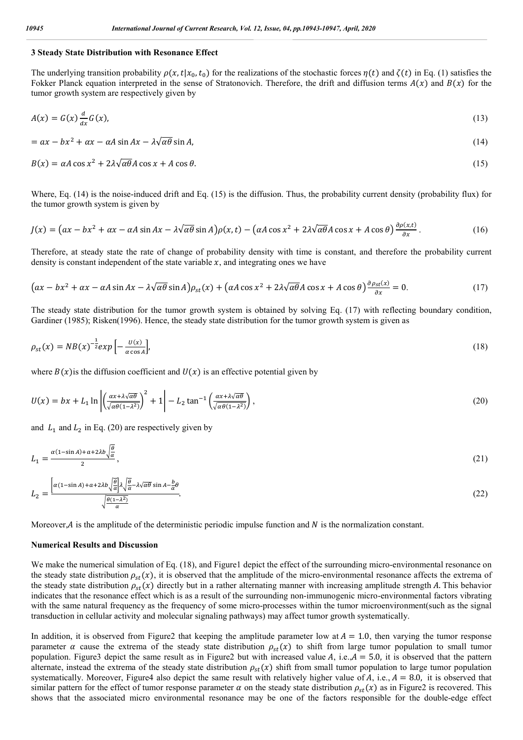### 3 Steady State Distribution with Resonance Effect

The underlying transition probability $\rho(x, t|x_0, t_0)$ for the realizations of the stochastic forces $\eta(t)$ and $\zeta(t)$ in Eq. (1) satisfies the Fokker Planck equation interpreted in the sense of Stratonovich. Therefore, the drift and diffusion terms $A(x)$ and $B(x)$ for the tumor growth system are respectively given by

$$A(x) = G(x)\frac{d}{dx}G(x), \tag{13}$$

$$= ax - bx^2 + \alpha x - \alpha A \sin Ax - \lambda\sqrt{\alpha\theta}\sin A, \tag{14}$$

$$B(x) = \alpha A \cos x^2 + 2\lambda\sqrt{\alpha\theta}A\cos x + A\cos\theta. \tag{15}$$

Where, Eq. (14) is the noise-induced drift and Eq. (15) is the diffusion. Thus, the probability current density (probability flux) for the tumor growth system is given by

$$J(x) = \left(ax - bx^2 + \alpha x - \alpha A \sin Ax - \lambda\sqrt{\alpha\theta}\sin A\right)\rho(x,t) - \left(\alpha A\cos x^2 + 2\lambda\sqrt{\alpha\theta}A\cos x + A\cos\theta\right)\frac{\partial\rho(x,t)}{\partial x}. \tag{16}$$

Therefore, at steady state the rate of change of probability density with time is constant, and therefore the probability current density is constant independent of the state variable $x$, and integrating ones we have

$$\left(ax - bx^2 + \alpha x - \alpha A \sin Ax - \lambda\sqrt{\alpha\theta}\sin A\right)\rho_{st}(x) + \left(\alpha A\cos x^2 + 2\lambda\sqrt{\alpha\theta}A\cos x + A\cos\theta\right)\frac{\partial\rho_{st}(x)}{\partial x} = 0. \tag{17}$$

The steady state distribution for the tumor growth system is obtained by solving Eq. (17) with reflecting boundary condition, Gardiner (1985); Risken(1996). Hence, the steady state distribution for the tumor growth system is given as

$$\rho_{st}(x) = NB(x)^{-\frac{1}{2}}exp\left[-\frac{U(x)}{\alpha\cos A}\right], \tag{18}$$

where $B(x)$is the diffusion coefficient and $U(x)$ is an effective potential given by

$$U(x) = bx + L_1\ln\left|\left(\frac{\alpha x+\lambda\sqrt{\alpha\theta}}{\sqrt{\alpha\theta(1-\lambda^2)}}\right)^2 + 1\right| - L_2\tan^{-1}\left(\frac{\alpha x+\lambda\sqrt{\alpha\theta}}{\sqrt{\alpha\theta(1-\lambda^2)}}\right), \tag{20}$$

and $L_1$ and $L_2$ in Eq. (20) are respectively given by

$$L_1 = \frac{\alpha(1-\sin A)+a+2\lambda b\sqrt{\frac{\theta}{\alpha}}}{2}, \tag{21}$$

$$L_2 = \frac{\left[\alpha(1-\sin A)+a+2\lambda b\sqrt{\frac{\theta}{\alpha}}\right]\lambda\sqrt{\frac{\theta}{\alpha}}-\lambda\sqrt{\alpha\theta}\sin A-\frac{b}{\alpha}\theta}{\sqrt{\frac{\theta(1-\lambda^2)}{\alpha}}}. \tag{22}$$

Moreover,$A$ is the amplitude of the deterministic periodic impulse function and $N$ is the normalization constant.

**Numerical Results and Discussion**

We make the numerical simulation of Eq. (18), and Figure1 depict the effect of the surrounding micro-environmental resonance on the steady state distribution $\rho_{st}(x)$, it is observed that the amplitude of the micro-environmental resonance affects the extrema of the steady state distribution $\rho_{st}(x)$ directly but in a rather alternating manner with increasing amplitude strength $A$. This behavior indicates that the resonance effect which is as a result of the surrounding non-immunogenic micro-environmental factors vibrating with the same natural frequency as the frequency of some micro-processes within the tumor microenvironment(such as the signal transduction in cellular activity and molecular signaling pathways) may affect tumor growth systematically.

In addition, it is observed from Figure2 that keeping the amplitude parameter low at $A = 1.0$, then varying the tumor response parameter $\alpha$ cause the extrema of the steady state distribution $\rho_{st}(x)$ to shift from large tumor population to small tumor population. Figure3 depict the same result as in Figure2 but with increased value $A$, i.e.,$A = 5.0$, it is observed that the pattern alternate, instead the extrema of the steady state distribution $\rho_{st}(x)$ shift from small tumor population to large tumor population systematically. Moreover, Figure4 also depict the same result with relatively higher value of $A$, i.e., $A = 8.0$, it is observed that similar pattern for the effect of tumor response parameter $\alpha$ on the steady state distribution $\rho_{st}(x)$ as in Figure2 is recovered. This shows that the associated micro environmental resonance may be one of the factors responsible for the double-edge effect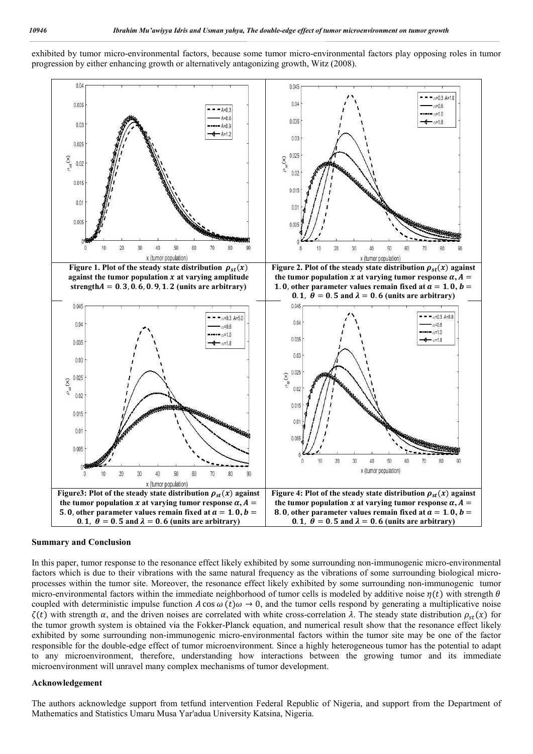exhibited by tumor micro-environmental factors, because some tumor micro-environmental factors play opposing roles in tumor progression by either enhancing growth or alternatively antagonizing growth, Witz (2008).

**Figure 1. Plot of the steady state distribution $\rho_{st}(x)$ against the tumor population $x$ at varying amplitude strength $A = 0.3, 0.6, 0.9, 1.2$ (units are arbitrary)**

**Figure 2. Plot of the steady state distribution $\rho_{st}(x)$ against the tumor population $x$ at varying tumor response $\alpha$, $A = 1.0$, other parameter values remain fixed at $a = 1.0$, $b = 0.1$, $\theta = 0.5$ and $\lambda = 0.6$ (units are arbitrary)**

**Figure3: Plot of the steady state distribution $\rho_{st}(x)$ against the tumor population $x$ at varying tumor response $\alpha$, $A = 5.0$, other parameter values remain fixed at $a = 1.0$, $b = 0.1$, $\theta = 0.5$ and $\lambda = 0.6$ (units are arbitrary)**

**Figure 4: Plot of the steady state distribution $\rho_{st}(x)$ against the tumor population $x$ at varying tumor response $\alpha$, $A = 8.0$, other parameter values remain fixed at $a = 1.0$, $b = 0.1$, $\theta = 0.5$ and $\lambda = 0.6$ (units are arbitrary)**

## Summary and Conclusion

In this paper, tumor response to the resonance effect likely exhibited by some surrounding non-immunogenic micro-environmental factors which is due to their vibrations with the same natural frequency as the vibrations of some surrounding biological micro-processes within the tumor site. Moreover, the resonance effect likely exhibited by some surrounding non-immunogenic tumor micro-environmental factors within the immediate neighborhood of tumor cells is modeled by additive noise $\eta(t)$ with strength $\theta$ coupled with deterministic impulse function $A\cos\omega(t)\omega \to 0$, and the tumor cells respond by generating a multiplicative noise $\zeta(t)$ with strength $\alpha$, and the driven noises are correlated with white cross-correlation $\lambda$. The steady state distribution $\rho_{st}(x)$ for the tumor growth system is obtained via the Fokker-Planck equation, and numerical result show that the resonance effect likely exhibited by some surrounding non-immunogenic micro-environmental factors within the tumor site may be one of the factor responsible for the double-edge effect of tumor microenvironment. Since a highly heterogeneous tumor has the potential to adapt to any microenvironment, therefore, understanding how interactions between the growing tumor and its immediate microenvironment will unravel many complex mechanisms of tumor development.

## Acknowledgement

The authors acknowledge support from tetfund intervention Federal Republic of Nigeria, and support from the Department of Mathematics and Statistics Umaru Musa Yar'adua University Katsina, Nigeria.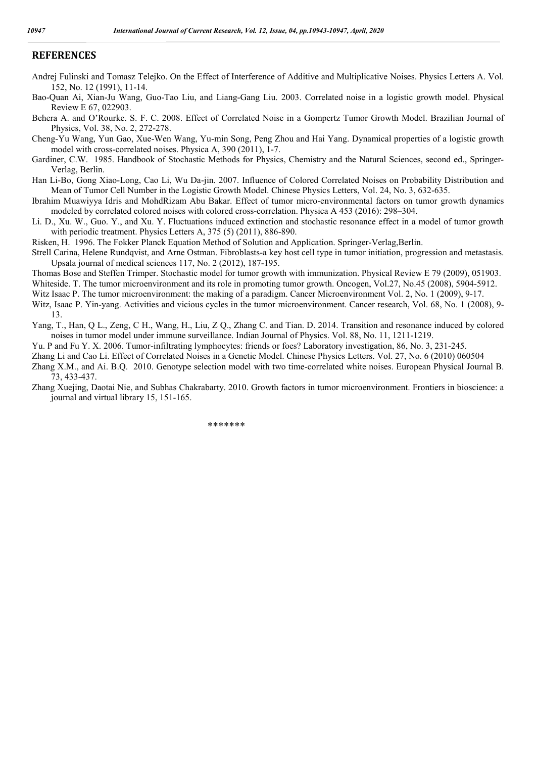## REFERENCES

Andrej Fulinski and Tomasz Telejko. On the Effect of Interference of Additive and Multiplicative Noises. Physics Letters A. Vol. 152, No. 12 (1991), 11-14.

Bao-Quan Ai, Xian-Ju Wang, Guo-Tao Liu, and Liang-Gang Liu. 2003. Correlated noise in a logistic growth model. Physical Review E 67, 022903.

Behera A. and O'Rourke. S. F. C. 2008. Effect of Correlated Noise in a Gompertz Tumor Growth Model. Brazilian Journal of Physics, Vol. 38, No. 2, 272-278.

Cheng-Yu Wang, Yun Gao, Xue-Wen Wang, Yu-min Song, Peng Zhou and Hai Yang. Dynamical properties of a logistic growth model with cross-correlated noises. Physica A, 390 (2011), 1-7.

Gardiner, C.W. 1985. Handbook of Stochastic Methods for Physics, Chemistry and the Natural Sciences, second ed., Springer-Verlag, Berlin.

Han Li-Bo, Gong Xiao-Long, Cao Li, Wu Da-jin. 2007. Influence of Colored Correlated Noises on Probability Distribution and Mean of Tumor Cell Number in the Logistic Growth Model. Chinese Physics Letters, Vol. 24, No. 3, 632-635.

Ibrahim Muawiyya Idris and MohdRizam Abu Bakar. Effect of tumor micro-environmental factors on tumor growth dynamics modeled by correlated colored noises with colored cross-correlation. Physica A 453 (2016): 298–304.

Li. D., Xu. W., Guo. Y., and Xu. Y. Fluctuations induced extinction and stochastic resonance effect in a model of tumor growth with periodic treatment. Physics Letters A, 375 (5) (2011), 886-890.

Risken, H. 1996. The Fokker Planck Equation Method of Solution and Application. Springer-Verlag,Berlin.

Strell Carina, Helene Rundqvist, and Arne Ostman. Fibroblasts-a key host cell type in tumor initiation, progression and metastasis. Upsala journal of medical sciences 117, No. 2 (2012), 187-195.

Thomas Bose and Steffen Trimper. Stochastic model for tumor growth with immunization. Physical Review E 79 (2009), 051903.

Whiteside. T. The tumor microenvironment and its role in promoting tumor growth. Oncogen, Vol.27, No.45 (2008), 5904-5912.

Witz Isaac P. The tumor microenvironment: the making of a paradigm. Cancer Microenvironment Vol. 2, No. 1 (2009), 9-17.

Witz, Isaac P. Yin-yang. Activities and vicious cycles in the tumor microenvironment. Cancer research, Vol. 68, No. 1 (2008), 9-13.

Yang, T., Han, Q L., Zeng, C H., Wang, H., Liu, Z Q., Zhang C. and Tian. D. 2014. Transition and resonance induced by colored noises in tumor model under immune surveillance. Indian Journal of Physics. Vol. 88, No. 11, 1211-1219.

Yu. P and Fu Y. X. 2006. Tumor-infiltrating lymphocytes: friends or foes? Laboratory investigation, 86, No. 3, 231-245.

Zhang Li and Cao Li. Effect of Correlated Noises in a Genetic Model. Chinese Physics Letters. Vol. 27, No. 6 (2010) 060504

Zhang X.M., and Ai. B.Q. 2010. Genotype selection model with two time-correlated white noises. European Physical Journal B. 73, 433-437.

Zhang Xuejing, Daotai Nie, and Subhas Chakrabarty. 2010. Growth factors in tumor microenvironment. Frontiers in bioscience: a journal and virtual library 15, 151-165.

*******